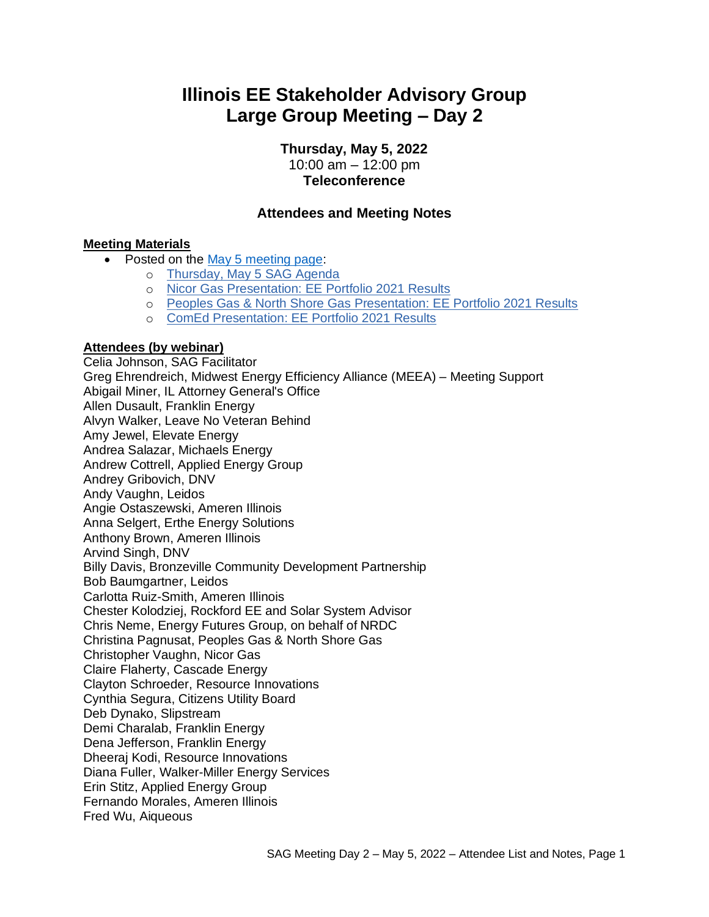# Illinois EE Stakeholder Advisory Group
# Large Group Meeting – Day 2

**Thursday, May 5, 2022**
10:00 am – 12:00 pm
**Teleconference**

### Attendees and Meeting Notes

**Meeting Materials**

- Posted on the May 5 meeting page:
  - Thursday, May 5 SAG Agenda
  - Nicor Gas Presentation: EE Portfolio 2021 Results
  - Peoples Gas & North Shore Gas Presentation: EE Portfolio 2021 Results
  - ComEd Presentation: EE Portfolio 2021 Results

**Attendees (by webinar)**

Celia Johnson, SAG Facilitator
Greg Ehrendreich, Midwest Energy Efficiency Alliance (MEEA) – Meeting Support
Abigail Miner, IL Attorney General's Office
Allen Dusault, Franklin Energy
Alvyn Walker, Leave No Veteran Behind
Amy Jewel, Elevate Energy
Andrea Salazar, Michaels Energy
Andrew Cottrell, Applied Energy Group
Andrey Gribovich, DNV
Andy Vaughn, Leidos
Angie Ostaszewski, Ameren Illinois
Anna Selgert, Erthe Energy Solutions
Anthony Brown, Ameren Illinois
Arvind Singh, DNV
Billy Davis, Bronzeville Community Development Partnership
Bob Baumgartner, Leidos
Carlotta Ruiz-Smith, Ameren Illinois
Chester Kolodziej, Rockford EE and Solar System Advisor
Chris Neme, Energy Futures Group, on behalf of NRDC
Christina Pagnusat, Peoples Gas & North Shore Gas
Christopher Vaughn, Nicor Gas
Claire Flaherty, Cascade Energy
Clayton Schroeder, Resource Innovations
Cynthia Segura, Citizens Utility Board
Deb Dynako, Slipstream
Demi Charalab, Franklin Energy
Dena Jefferson, Franklin Energy
Dheeraj Kodi, Resource Innovations
Diana Fuller, Walker-Miller Energy Services
Erin Stitz, Applied Energy Group
Fernando Morales, Ameren Illinois
Fred Wu, Aiqueous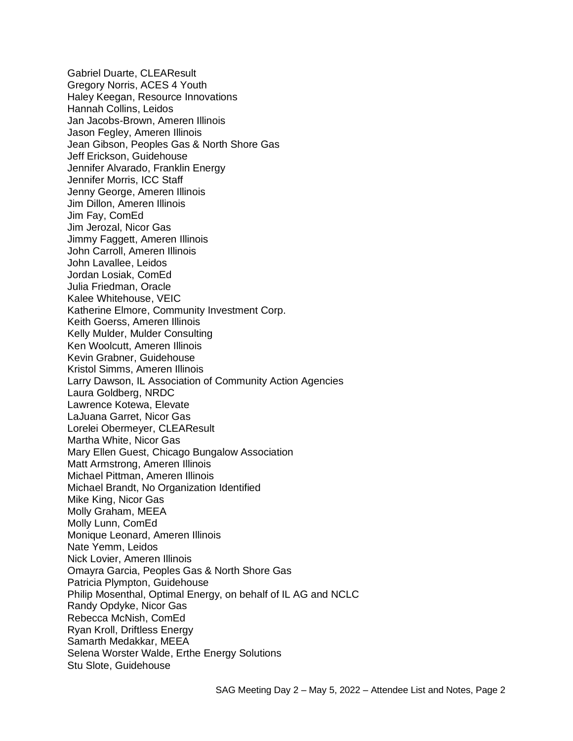Gabriel Duarte, CLEAResult
Gregory Norris, ACES 4 Youth
Haley Keegan, Resource Innovations
Hannah Collins, Leidos
Jan Jacobs-Brown, Ameren Illinois
Jason Fegley, Ameren Illinois
Jean Gibson, Peoples Gas & North Shore Gas
Jeff Erickson, Guidehouse
Jennifer Alvarado, Franklin Energy
Jennifer Morris, ICC Staff
Jenny George, Ameren Illinois
Jim Dillon, Ameren Illinois
Jim Fay, ComEd
Jim Jerozal, Nicor Gas
Jimmy Faggett, Ameren Illinois
John Carroll, Ameren Illinois
John Lavallee, Leidos
Jordan Losiak, ComEd
Julia Friedman, Oracle
Kalee Whitehouse, VEIC
Katherine Elmore, Community Investment Corp.
Keith Goerss, Ameren Illinois
Kelly Mulder, Mulder Consulting
Ken Woolcutt, Ameren Illinois
Kevin Grabner, Guidehouse
Kristol Simms, Ameren Illinois
Larry Dawson, IL Association of Community Action Agencies
Laura Goldberg, NRDC
Lawrence Kotewa, Elevate
LaJuana Garret, Nicor Gas
Lorelei Obermeyer, CLEAResult
Martha White, Nicor Gas
Mary Ellen Guest, Chicago Bungalow Association
Matt Armstrong, Ameren Illinois
Michael Pittman, Ameren Illinois
Michael Brandt, No Organization Identified
Mike King, Nicor Gas
Molly Graham, MEEA
Molly Lunn, ComEd
Monique Leonard, Ameren Illinois
Nate Yemm, Leidos
Nick Lovier, Ameren Illinois
Omayra Garcia, Peoples Gas & North Shore Gas
Patricia Plympton, Guidehouse
Philip Mosenthal, Optimal Energy, on behalf of IL AG and NCLC
Randy Opdyke, Nicor Gas
Rebecca McNish, ComEd
Ryan Kroll, Driftless Energy
Samarth Medakkar, MEEA
Selena Worster Walde, Erthe Energy Solutions
Stu Slote, Guidehouse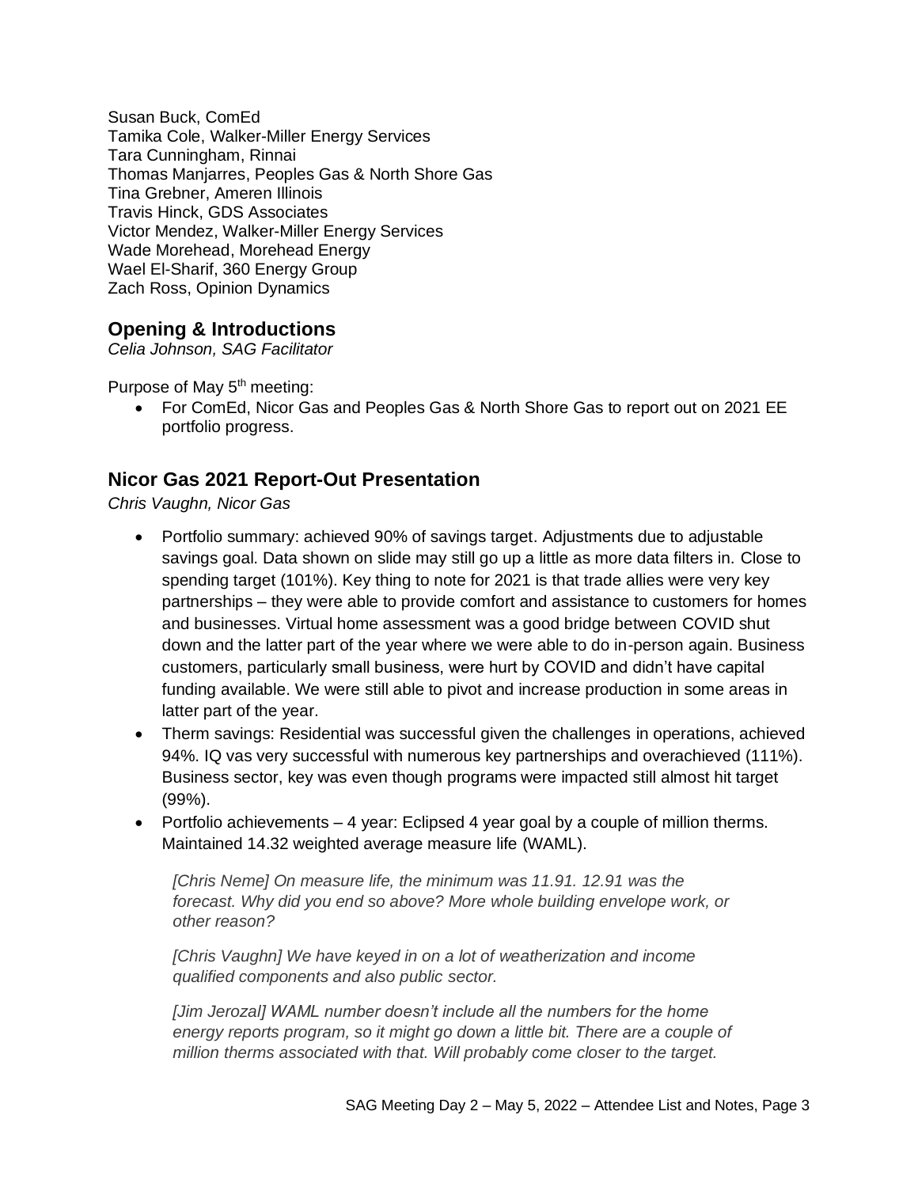Susan Buck, ComEd
Tamika Cole, Walker-Miller Energy Services
Tara Cunningham, Rinnai
Thomas Manjarres, Peoples Gas & North Shore Gas
Tina Grebner, Ameren Illinois
Travis Hinck, GDS Associates
Victor Mendez, Walker-Miller Energy Services
Wade Morehead, Morehead Energy
Wael El-Sharif, 360 Energy Group
Zach Ross, Opinion Dynamics

## Opening & Introductions

*Celia Johnson, SAG Facilitator*

Purpose of May 5th meeting:

- For ComEd, Nicor Gas and Peoples Gas & North Shore Gas to report out on 2021 EE portfolio progress.

## Nicor Gas 2021 Report-Out Presentation

*Chris Vaughn, Nicor Gas*

- Portfolio summary: achieved 90% of savings target. Adjustments due to adjustable savings goal. Data shown on slide may still go up a little as more data filters in. Close to spending target (101%). Key thing to note for 2021 is that trade allies were very key partnerships – they were able to provide comfort and assistance to customers for homes and businesses. Virtual home assessment was a good bridge between COVID shut down and the latter part of the year where we were able to do in-person again. Business customers, particularly small business, were hurt by COVID and didn't have capital funding available. We were still able to pivot and increase production in some areas in latter part of the year.
- Therm savings: Residential was successful given the challenges in operations, achieved 94%. IQ vas very successful with numerous key partnerships and overachieved (111%). Business sector, key was even though programs were impacted still almost hit target (99%).
- Portfolio achievements – 4 year: Eclipsed 4 year goal by a couple of million therms. Maintained 14.32 weighted average measure life (WAML).

  *[Chris Neme] On measure life, the minimum was 11.91. 12.91 was the forecast. Why did you end so above? More whole building envelope work, or other reason?*

  *[Chris Vaughn] We have keyed in on a lot of weatherization and income qualified components and also public sector.*

  *[Jim Jerozal] WAML number doesn't include all the numbers for the home energy reports program, so it might go down a little bit. There are a couple of million therms associated with that. Will probably come closer to the target.*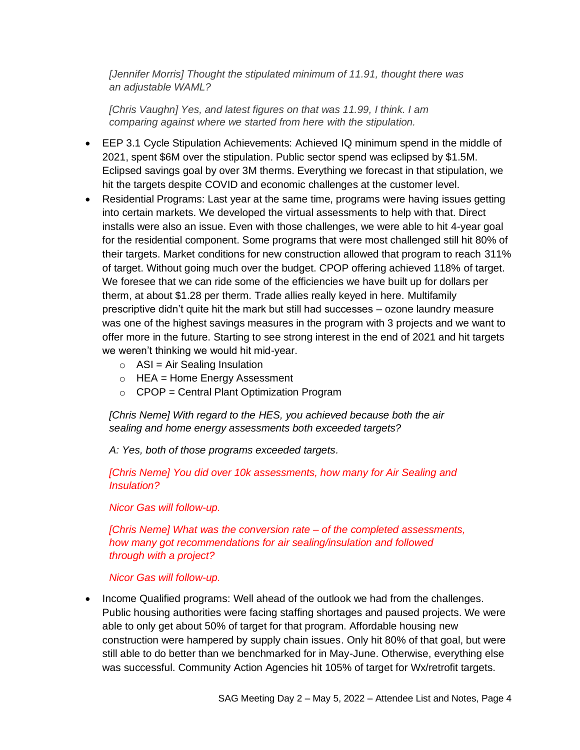*[Jennifer Morris] Thought the stipulated minimum of 11.91, thought there was an adjustable WAML?*

*[Chris Vaughn] Yes, and latest figures on that was 11.99, I think. I am comparing against where we started from here with the stipulation.*

- EEP 3.1 Cycle Stipulation Achievements: Achieved IQ minimum spend in the middle of 2021, spent $6M over the stipulation. Public sector spend was eclipsed by $1.5M. Eclipsed savings goal by over 3M therms. Everything we forecast in that stipulation, we hit the targets despite COVID and economic challenges at the customer level.
- Residential Programs: Last year at the same time, programs were having issues getting into certain markets. We developed the virtual assessments to help with that. Direct installs were also an issue. Even with those challenges, we were able to hit 4-year goal for the residential component. Some programs that were most challenged still hit 80% of their targets. Market conditions for new construction allowed that program to reach 311% of target. Without going much over the budget. CPOP offering achieved 118% of target. We foresee that we can ride some of the efficiencies we have built up for dollars per therm, at about $1.28 per therm. Trade allies really keyed in here. Multifamily prescriptive didn't quite hit the mark but still had successes – ozone laundry measure was one of the highest savings measures in the program with 3 projects and we want to offer more in the future. Starting to see strong interest in the end of 2021 and hit targets we weren't thinking we would hit mid-year.
  - ASI = Air Sealing Insulation
  - HEA = Home Energy Assessment
  - CPOP = Central Plant Optimization Program

  *[Chris Neme] With regard to the HES, you achieved because both the air sealing and home energy assessments both exceeded targets?*

  *A: Yes, both of those programs exceeded targets.*

  *[Chris Neme] You did over 10k assessments, how many for Air Sealing and Insulation?*

  *Nicor Gas will follow-up.*

  *[Chris Neme] What was the conversion rate – of the completed assessments, how many got recommendations for air sealing/insulation and followed through with a project?*

  *Nicor Gas will follow-up.*

- Income Qualified programs: Well ahead of the outlook we had from the challenges. Public housing authorities were facing staffing shortages and paused projects. We were able to only get about 50% of target for that program. Affordable housing new construction were hampered by supply chain issues. Only hit 80% of that goal, but were still able to do better than we benchmarked for in May-June. Otherwise, everything else was successful. Community Action Agencies hit 105% of target for Wx/retrofit targets.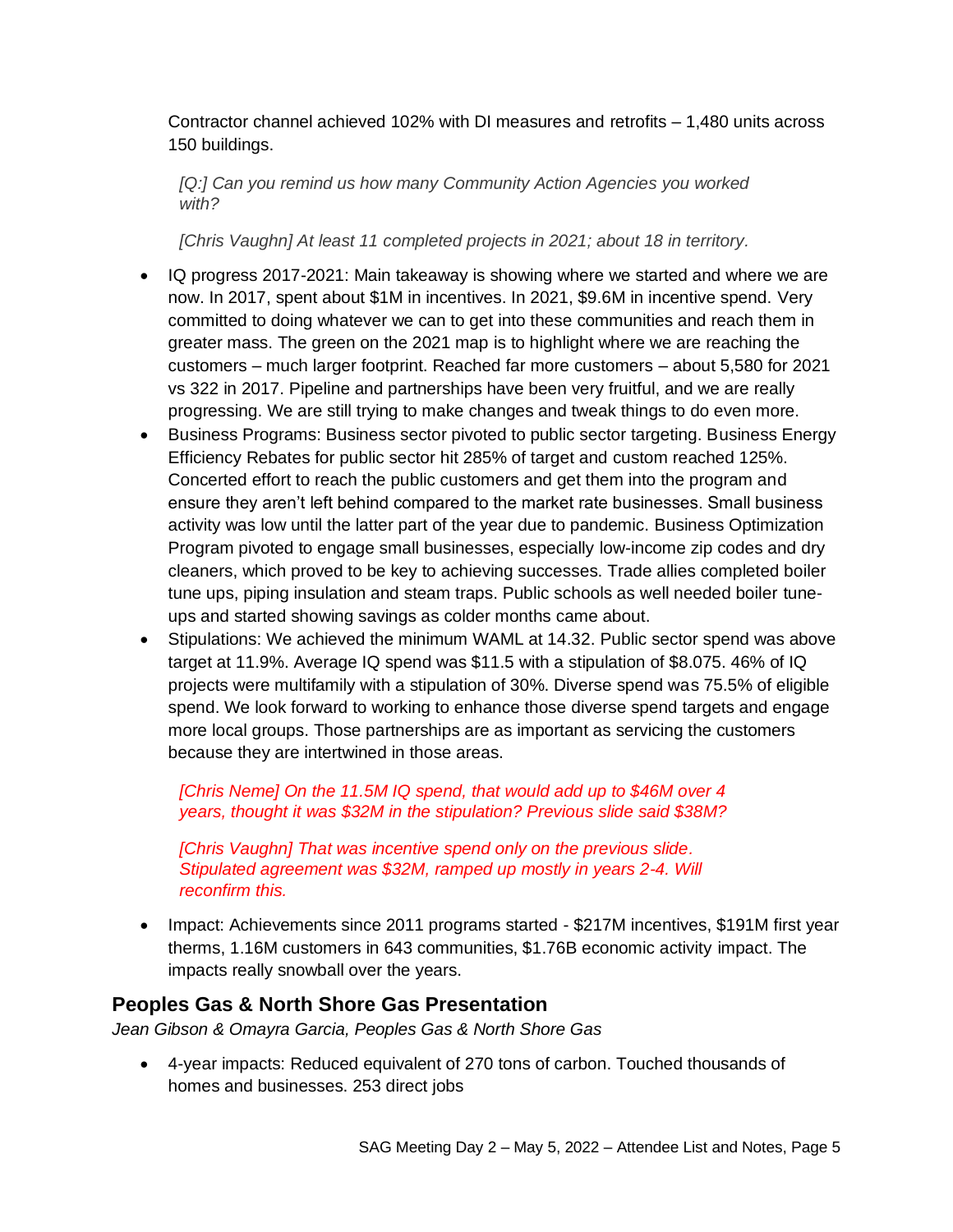Contractor channel achieved 102% with DI measures and retrofits – 1,480 units across 150 buildings.

> *[Q:] Can you remind us how many Community Action Agencies you worked with?*
>
> *[Chris Vaughn] At least 11 completed projects in 2021; about 18 in territory.*

- IQ progress 2017-2021: Main takeaway is showing where we started and where we are now. In 2017, spent about $1M in incentives. In 2021, $9.6M in incentive spend. Very committed to doing whatever we can to get into these communities and reach them in greater mass. The green on the 2021 map is to highlight where we are reaching the customers – much larger footprint. Reached far more customers – about 5,580 for 2021 vs 322 in 2017. Pipeline and partnerships have been very fruitful, and we are really progressing. We are still trying to make changes and tweak things to do even more.
- Business Programs: Business sector pivoted to public sector targeting. Business Energy Efficiency Rebates for public sector hit 285% of target and custom reached 125%. Concerted effort to reach the public customers and get them into the program and ensure they aren't left behind compared to the market rate businesses. Small business activity was low until the latter part of the year due to pandemic. Business Optimization Program pivoted to engage small businesses, especially low-income zip codes and dry cleaners, which proved to be key to achieving successes. Trade allies completed boiler tune ups, piping insulation and steam traps. Public schools as well needed boiler tune-ups and started showing savings as colder months came about.
- Stipulations: We achieved the minimum WAML at 14.32. Public sector spend was above target at 11.9%. Average IQ spend was $11.5 with a stipulation of $8.075. 46% of IQ projects were multifamily with a stipulation of 30%. Diverse spend was 75.5% of eligible spend. We look forward to working to enhance those diverse spend targets and engage more local groups. Those partnerships are as important as servicing the customers because they are intertwined in those areas.

> *[Chris Neme] On the 11.5M IQ spend, that would add up to $46M over 4 years, thought it was $32M in the stipulation? Previous slide said $38M?*
>
> *[Chris Vaughn] That was incentive spend only on the previous slide. Stipulated agreement was $32M, ramped up mostly in years 2-4. Will reconfirm this.*

- Impact: Achievements since 2011 programs started - $217M incentives, $191M first year therms, 1.16M customers in 643 communities, $1.76B economic activity impact. The impacts really snowball over the years.

## Peoples Gas & North Shore Gas Presentation

*Jean Gibson & Omayra Garcia, Peoples Gas & North Shore Gas*

- 4-year impacts: Reduced equivalent of 270 tons of carbon. Touched thousands of homes and businesses. 253 direct jobs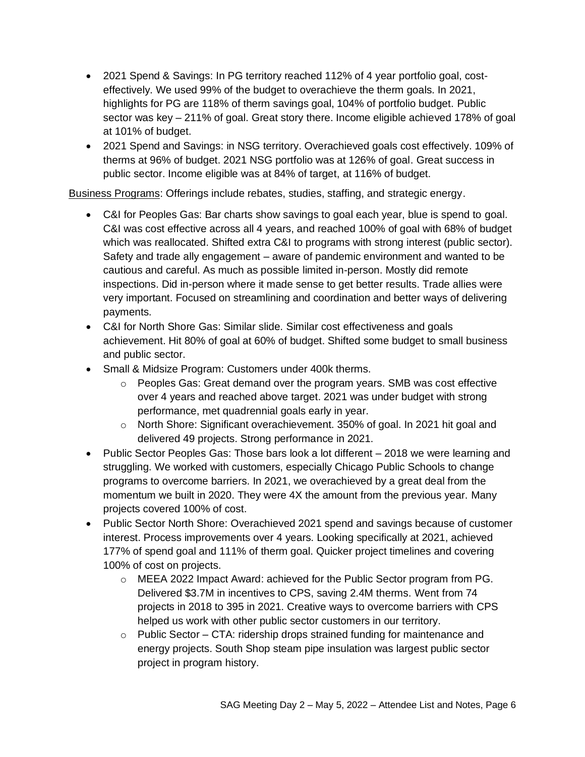- 2021 Spend & Savings: In PG territory reached 112% of 4 year portfolio goal, cost-effectively. We used 99% of the budget to overachieve the therm goals. In 2021, highlights for PG are 118% of therm savings goal, 104% of portfolio budget. Public sector was key – 211% of goal. Great story there. Income eligible achieved 178% of goal at 101% of budget.
- 2021 Spend and Savings: in NSG territory. Overachieved goals cost effectively. 109% of therms at 96% of budget. 2021 NSG portfolio was at 126% of goal. Great success in public sector. Income eligible was at 84% of target, at 116% of budget.

<u>Business Programs</u>: Offerings include rebates, studies, staffing, and strategic energy.

- C&I for Peoples Gas: Bar charts show savings to goal each year, blue is spend to goal. C&I was cost effective across all 4 years, and reached 100% of goal with 68% of budget which was reallocated. Shifted extra C&I to programs with strong interest (public sector). Safety and trade ally engagement – aware of pandemic environment and wanted to be cautious and careful. As much as possible limited in-person. Mostly did remote inspections. Did in-person where it made sense to get better results. Trade allies were very important. Focused on streamlining and coordination and better ways of delivering payments.
- C&I for North Shore Gas: Similar slide. Similar cost effectiveness and goals achievement. Hit 80% of goal at 60% of budget. Shifted some budget to small business and public sector.
- Small & Midsize Program: Customers under 400k therms.
    - Peoples Gas: Great demand over the program years. SMB was cost effective over 4 years and reached above target. 2021 was under budget with strong performance, met quadrennial goals early in year.
    - North Shore: Significant overachievement. 350% of goal. In 2021 hit goal and delivered 49 projects. Strong performance in 2021.
- Public Sector Peoples Gas: Those bars look a lot different – 2018 we were learning and struggling. We worked with customers, especially Chicago Public Schools to change programs to overcome barriers. In 2021, we overachieved by a great deal from the momentum we built in 2020. They were 4X the amount from the previous year. Many projects covered 100% of cost.
- Public Sector North Shore: Overachieved 2021 spend and savings because of customer interest. Process improvements over 4 years. Looking specifically at 2021, achieved 177% of spend goal and 111% of therm goal. Quicker project timelines and covering 100% of cost on projects.
    - MEEA 2022 Impact Award: achieved for the Public Sector program from PG. Delivered $3.7M in incentives to CPS, saving 2.4M therms. Went from 74 projects in 2018 to 395 in 2021. Creative ways to overcome barriers with CPS helped us work with other public sector customers in our territory.
    - Public Sector – CTA: ridership drops strained funding for maintenance and energy projects. South Shop steam pipe insulation was largest public sector project in program history.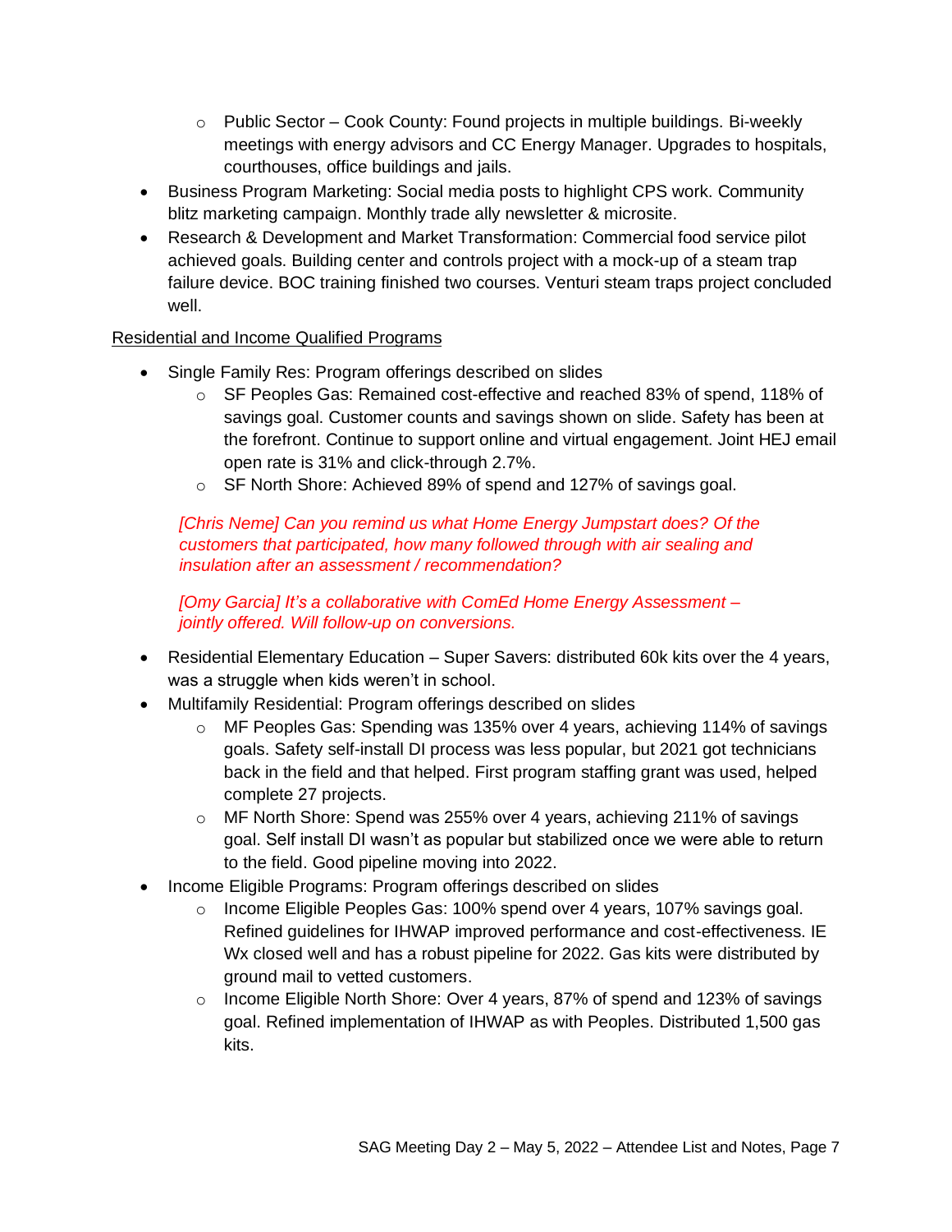- Public Sector – Cook County: Found projects in multiple buildings. Bi-weekly meetings with energy advisors and CC Energy Manager. Upgrades to hospitals, courthouses, office buildings and jails.
- Business Program Marketing: Social media posts to highlight CPS work. Community blitz marketing campaign. Monthly trade ally newsletter & microsite.
- Research & Development and Market Transformation: Commercial food service pilot achieved goals. Building center and controls project with a mock-up of a steam trap failure device. BOC training finished two courses. Venturi steam traps project concluded well.

<u>Residential and Income Qualified Programs</u>

- Single Family Res: Program offerings described on slides
  - SF Peoples Gas: Remained cost-effective and reached 83% of spend, 118% of savings goal. Customer counts and savings shown on slide. Safety has been at the forefront. Continue to support online and virtual engagement. Joint HEJ email open rate is 31% and click-through 2.7%.
  - SF North Shore: Achieved 89% of spend and 127% of savings goal.

*[Chris Neme] Can you remind us what Home Energy Jumpstart does? Of the customers that participated, how many followed through with air sealing and insulation after an assessment / recommendation?*

*[Omy Garcia] It's a collaborative with ComEd Home Energy Assessment – jointly offered. Will follow-up on conversions.*

- Residential Elementary Education – Super Savers: distributed 60k kits over the 4 years, was a struggle when kids weren't in school.
- Multifamily Residential: Program offerings described on slides
  - MF Peoples Gas: Spending was 135% over 4 years, achieving 114% of savings goals. Safety self-install DI process was less popular, but 2021 got technicians back in the field and that helped. First program staffing grant was used, helped complete 27 projects.
  - MF North Shore: Spend was 255% over 4 years, achieving 211% of savings goal. Self install DI wasn't as popular but stabilized once we were able to return to the field. Good pipeline moving into 2022.
- Income Eligible Programs: Program offerings described on slides
  - Income Eligible Peoples Gas: 100% spend over 4 years, 107% savings goal. Refined guidelines for IHWAP improved performance and cost-effectiveness. IE Wx closed well and has a robust pipeline for 2022. Gas kits were distributed by ground mail to vetted customers.
  - Income Eligible North Shore: Over 4 years, 87% of spend and 123% of savings goal. Refined implementation of IHWAP as with Peoples. Distributed 1,500 gas kits.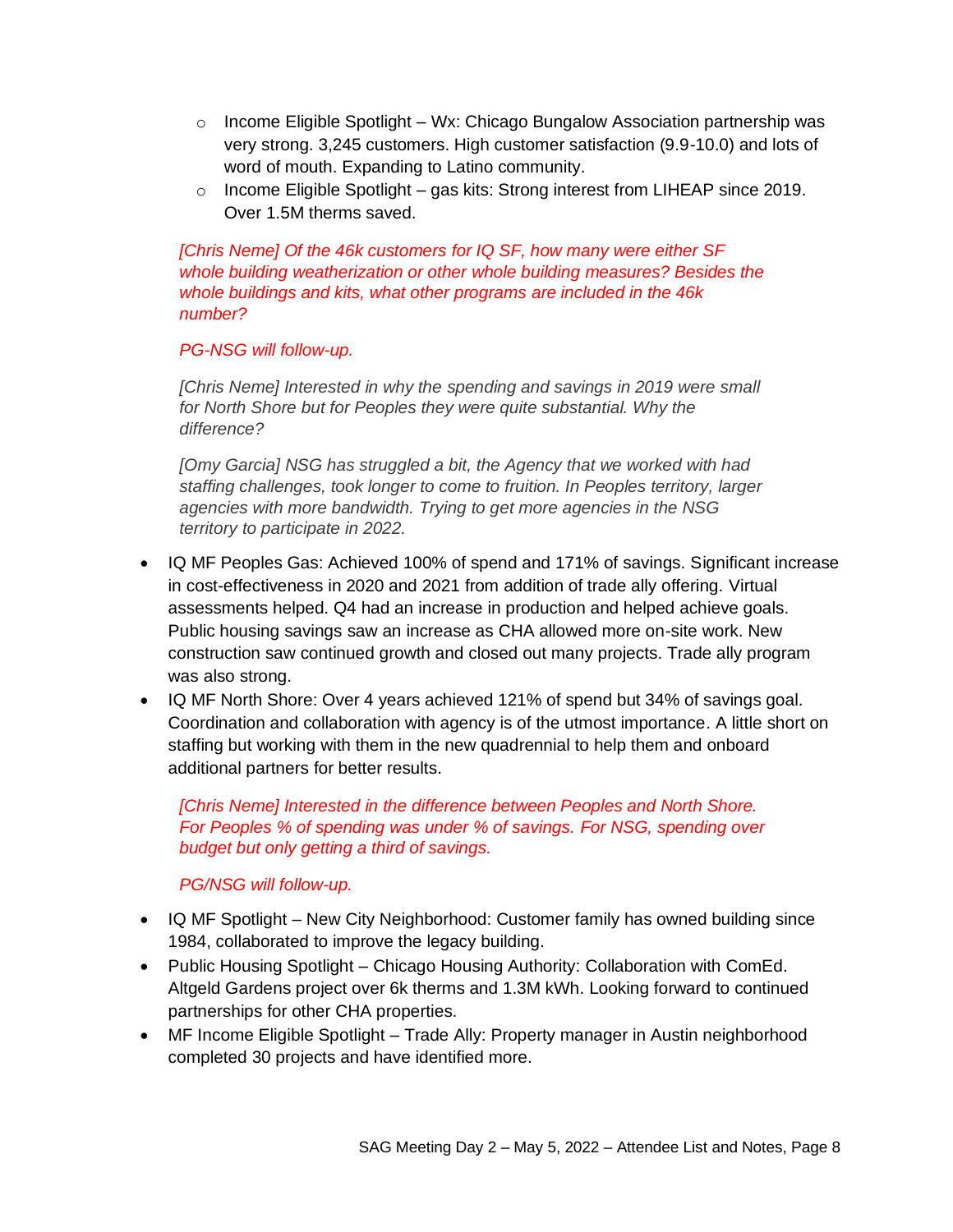- Income Eligible Spotlight – Wx: Chicago Bungalow Association partnership was very strong. 3,245 customers. High customer satisfaction (9.9-10.0) and lots of word of mouth. Expanding to Latino community.
  - Income Eligible Spotlight – gas kits: Strong interest from LIHEAP since 2019. Over 1.5M therms saved.

*[Chris Neme] Of the 46k customers for IQ SF, how many were either SF whole building weatherization or other whole building measures? Besides the whole buildings and kits, what other programs are included in the 46k number?*

*PG-NSG will follow-up.*

*[Chris Neme] Interested in why the spending and savings in 2019 were small for North Shore but for Peoples they were quite substantial. Why the difference?*

*[Omy Garcia] NSG has struggled a bit, the Agency that we worked with had staffing challenges, took longer to come to fruition. In Peoples territory, larger agencies with more bandwidth. Trying to get more agencies in the NSG territory to participate in 2022.*

- IQ MF Peoples Gas: Achieved 100% of spend and 171% of savings. Significant increase in cost-effectiveness in 2020 and 2021 from addition of trade ally offering. Virtual assessments helped. Q4 had an increase in production and helped achieve goals. Public housing savings saw an increase as CHA allowed more on-site work. New construction saw continued growth and closed out many projects. Trade ally program was also strong.
- IQ MF North Shore: Over 4 years achieved 121% of spend but 34% of savings goal. Coordination and collaboration with agency is of the utmost importance. A little short on staffing but working with them in the new quadrennial to help them and onboard additional partners for better results.

*[Chris Neme] Interested in the difference between Peoples and North Shore. For Peoples % of spending was under % of savings. For NSG, spending over budget but only getting a third of savings.*

*PG/NSG will follow-up.*

- IQ MF Spotlight – New City Neighborhood: Customer family has owned building since 1984, collaborated to improve the legacy building.
- Public Housing Spotlight – Chicago Housing Authority: Collaboration with ComEd. Altgeld Gardens project over 6k therms and 1.3M kWh. Looking forward to continued partnerships for other CHA properties.
- MF Income Eligible Spotlight – Trade Ally: Property manager in Austin neighborhood completed 30 projects and have identified more.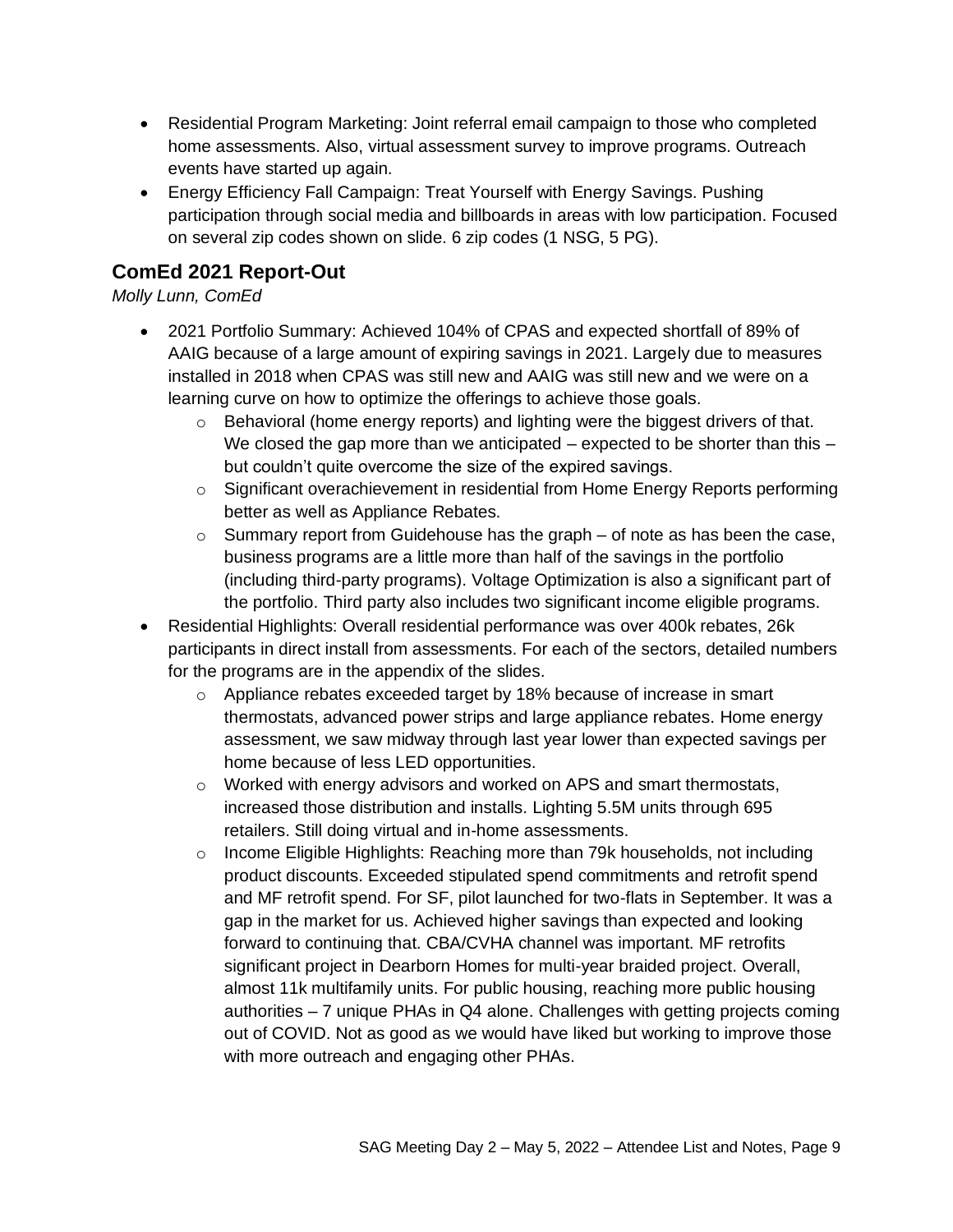- Residential Program Marketing: Joint referral email campaign to those who completed home assessments. Also, virtual assessment survey to improve programs. Outreach events have started up again.
- Energy Efficiency Fall Campaign: Treat Yourself with Energy Savings. Pushing participation through social media and billboards in areas with low participation. Focused on several zip codes shown on slide. 6 zip codes (1 NSG, 5 PG).

## ComEd 2021 Report-Out

*Molly Lunn, ComEd*

- 2021 Portfolio Summary: Achieved 104% of CPAS and expected shortfall of 89% of AAIG because of a large amount of expiring savings in 2021. Largely due to measures installed in 2018 when CPAS was still new and AAIG was still new and we were on a learning curve on how to optimize the offerings to achieve those goals.
    - Behavioral (home energy reports) and lighting were the biggest drivers of that. We closed the gap more than we anticipated – expected to be shorter than this – but couldn't quite overcome the size of the expired savings.
    - Significant overachievement in residential from Home Energy Reports performing better as well as Appliance Rebates.
    - Summary report from Guidehouse has the graph – of note as has been the case, business programs are a little more than half of the savings in the portfolio (including third-party programs). Voltage Optimization is also a significant part of the portfolio. Third party also includes two significant income eligible programs.
- Residential Highlights: Overall residential performance was over 400k rebates, 26k participants in direct install from assessments. For each of the sectors, detailed numbers for the programs are in the appendix of the slides.
    - Appliance rebates exceeded target by 18% because of increase in smart thermostats, advanced power strips and large appliance rebates. Home energy assessment, we saw midway through last year lower than expected savings per home because of less LED opportunities.
    - Worked with energy advisors and worked on APS and smart thermostats, increased those distribution and installs. Lighting 5.5M units through 695 retailers. Still doing virtual and in-home assessments.
    - Income Eligible Highlights: Reaching more than 79k households, not including product discounts. Exceeded stipulated spend commitments and retrofit spend and MF retrofit spend. For SF, pilot launched for two-flats in September. It was a gap in the market for us. Achieved higher savings than expected and looking forward to continuing that. CBA/CVHA channel was important. MF retrofits significant project in Dearborn Homes for multi-year braided project. Overall, almost 11k multifamily units. For public housing, reaching more public housing authorities – 7 unique PHAs in Q4 alone. Challenges with getting projects coming out of COVID. Not as good as we would have liked but working to improve those with more outreach and engaging other PHAs.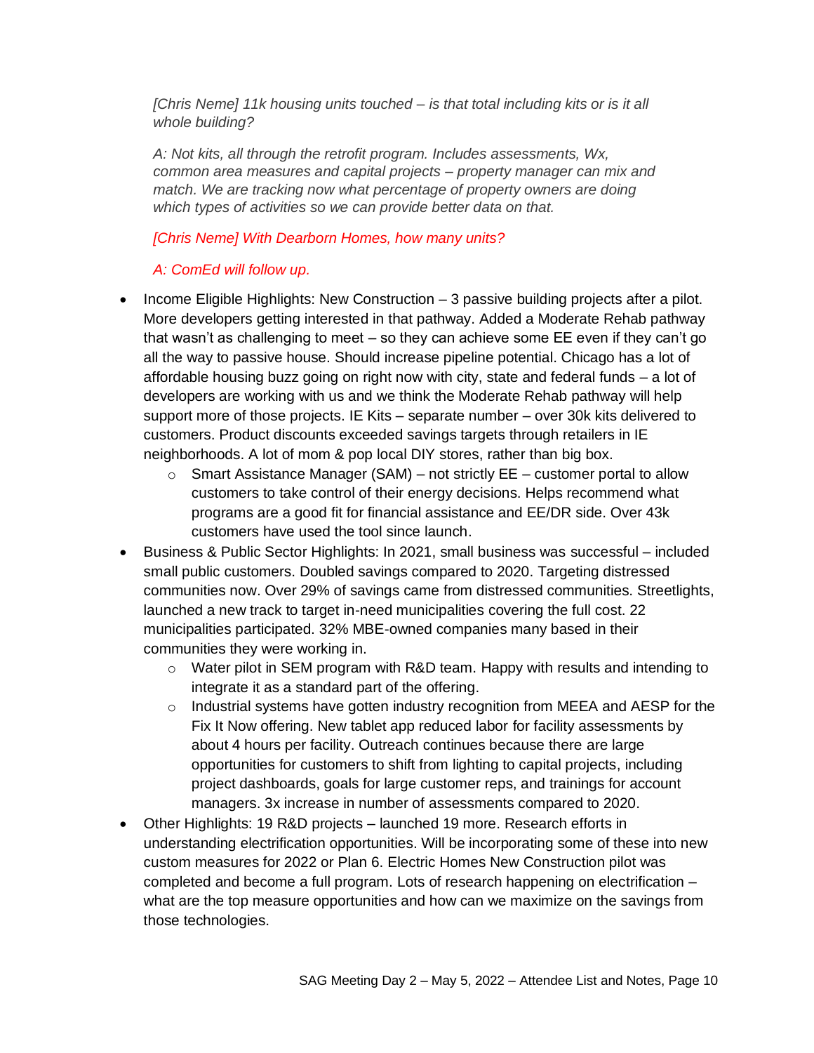*[Chris Neme] 11k housing units touched – is that total including kits or is it all whole building?*

*A: Not kits, all through the retrofit program. Includes assessments, Wx, common area measures and capital projects – property manager can mix and match. We are tracking now what percentage of property owners are doing which types of activities so we can provide better data on that.*

*[Chris Neme] With Dearborn Homes, how many units?*

*A: ComEd will follow up.*

- Income Eligible Highlights: New Construction – 3 passive building projects after a pilot. More developers getting interested in that pathway. Added a Moderate Rehab pathway that wasn't as challenging to meet – so they can achieve some EE even if they can't go all the way to passive house. Should increase pipeline potential. Chicago has a lot of affordable housing buzz going on right now with city, state and federal funds – a lot of developers are working with us and we think the Moderate Rehab pathway will help support more of those projects. IE Kits – separate number – over 30k kits delivered to customers. Product discounts exceeded savings targets through retailers in IE neighborhoods. A lot of mom & pop local DIY stores, rather than big box.
  - Smart Assistance Manager (SAM) – not strictly EE – customer portal to allow customers to take control of their energy decisions. Helps recommend what programs are a good fit for financial assistance and EE/DR side. Over 43k customers have used the tool since launch.
- Business & Public Sector Highlights: In 2021, small business was successful – included small public customers. Doubled savings compared to 2020. Targeting distressed communities now. Over 29% of savings came from distressed communities. Streetlights, launched a new track to target in-need municipalities covering the full cost. 22 municipalities participated. 32% MBE-owned companies many based in their communities they were working in.
  - Water pilot in SEM program with R&D team. Happy with results and intending to integrate it as a standard part of the offering.
  - Industrial systems have gotten industry recognition from MEEA and AESP for the Fix It Now offering. New tablet app reduced labor for facility assessments by about 4 hours per facility. Outreach continues because there are large opportunities for customers to shift from lighting to capital projects, including project dashboards, goals for large customer reps, and trainings for account managers. 3x increase in number of assessments compared to 2020.
- Other Highlights: 19 R&D projects – launched 19 more. Research efforts in understanding electrification opportunities. Will be incorporating some of these into new custom measures for 2022 or Plan 6. Electric Homes New Construction pilot was completed and become a full program. Lots of research happening on electrification – what are the top measure opportunities and how can we maximize on the savings from those technologies.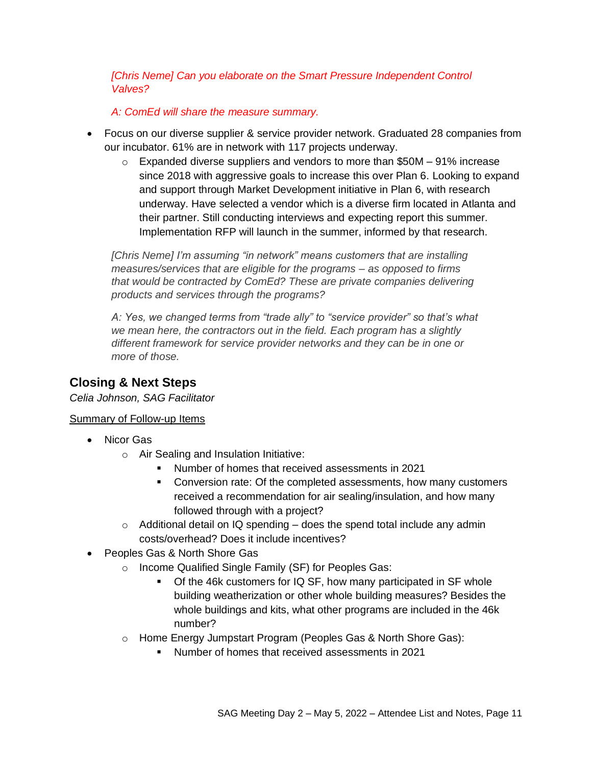*[Chris Neme] Can you elaborate on the Smart Pressure Independent Control Valves?*

*A: ComEd will share the measure summary.*

- Focus on our diverse supplier & service provider network. Graduated 28 companies from our incubator. 61% are in network with 117 projects underway.
  - Expanded diverse suppliers and vendors to more than $50M – 91% increase since 2018 with aggressive goals to increase this over Plan 6. Looking to expand and support through Market Development initiative in Plan 6, with research underway. Have selected a vendor which is a diverse firm located in Atlanta and their partner. Still conducting interviews and expecting report this summer. Implementation RFP will launch in the summer, informed by that research.

*[Chris Neme] I'm assuming "in network" means customers that are installing measures/services that are eligible for the programs – as opposed to firms that would be contracted by ComEd? These are private companies delivering products and services through the programs?*

*A: Yes, we changed terms from "trade ally" to "service provider" so that's what we mean here, the contractors out in the field. Each program has a slightly different framework for service provider networks and they can be in one or more of those.*

## Closing & Next Steps

*Celia Johnson, SAG Facilitator*

Summary of Follow-up Items

- Nicor Gas
  - Air Sealing and Insulation Initiative:
    - Number of homes that received assessments in 2021
    - Conversion rate: Of the completed assessments, how many customers received a recommendation for air sealing/insulation, and how many followed through with a project?
  - Additional detail on IQ spending – does the spend total include any admin costs/overhead? Does it include incentives?
- Peoples Gas & North Shore Gas
  - Income Qualified Single Family (SF) for Peoples Gas:
    - Of the 46k customers for IQ SF, how many participated in SF whole building weatherization or other whole building measures? Besides the whole buildings and kits, what other programs are included in the 46k number?
  - Home Energy Jumpstart Program (Peoples Gas & North Shore Gas):
    - Number of homes that received assessments in 2021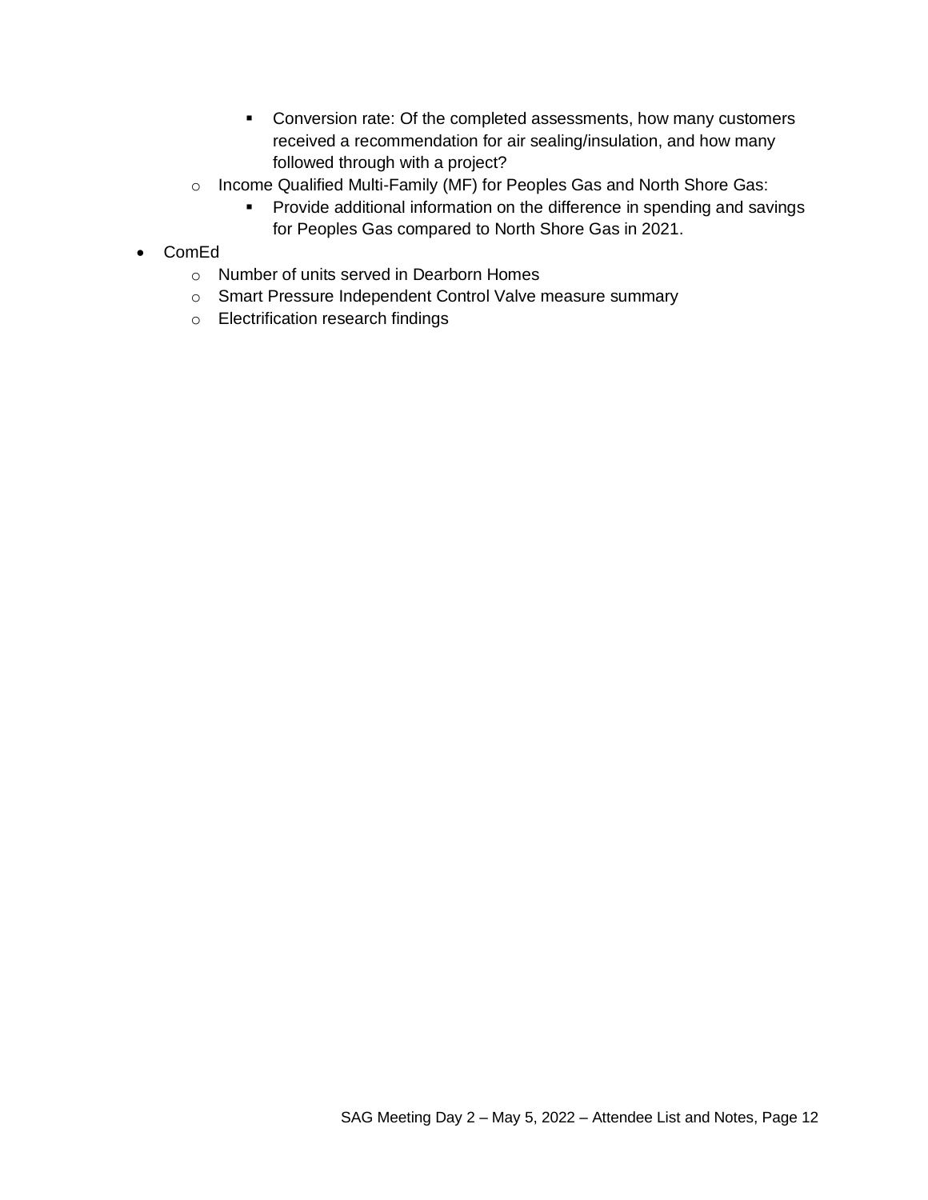- Conversion rate: Of the completed assessments, how many customers received a recommendation for air sealing/insulation, and how many followed through with a project?
  - Income Qualified Multi-Family (MF) for Peoples Gas and North Shore Gas:
    - Provide additional information on the difference in spending and savings for Peoples Gas compared to North Shore Gas in 2021.
- ComEd
  - Number of units served in Dearborn Homes
  - Smart Pressure Independent Control Valve measure summary
  - Electrification research findings